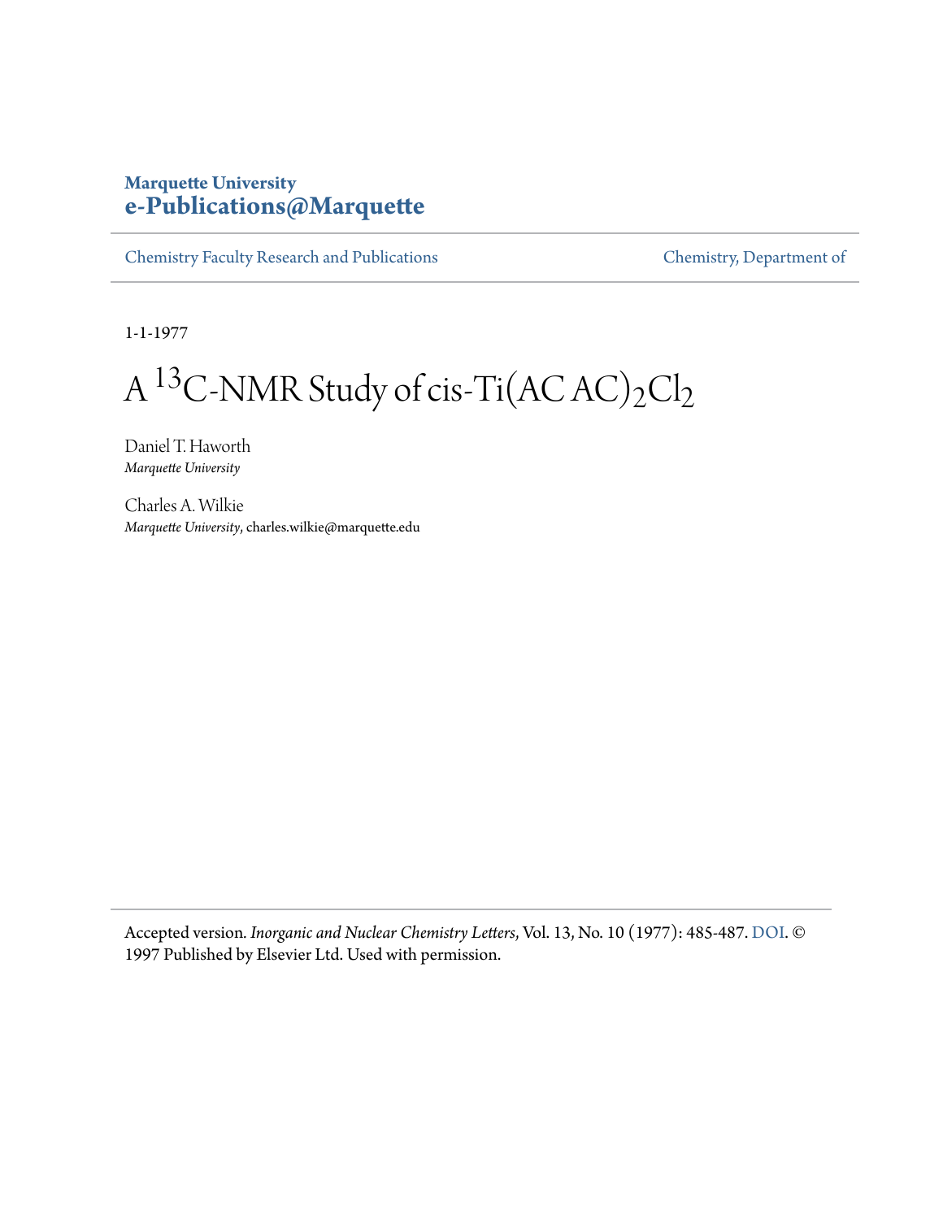**Marquette University**
**e-Publications@Marquette**

Chemistry Faculty Research and Publications | Chemistry, Department of

1-1-1977

# A $^{13}$C-NMR Study of cis-Ti(AC AC)$_2$Cl$_2$

Daniel T. Haworth
*Marquette University*

Charles A. Wilkie
*Marquette University*, charles.wilkie@marquette.edu

Accepted version. *Inorganic and Nuclear Chemistry Letters*, Vol. 13, No. 10 (1977): 485-487. DOI. © 1997 Published by Elsevier Ltd. Used with permission.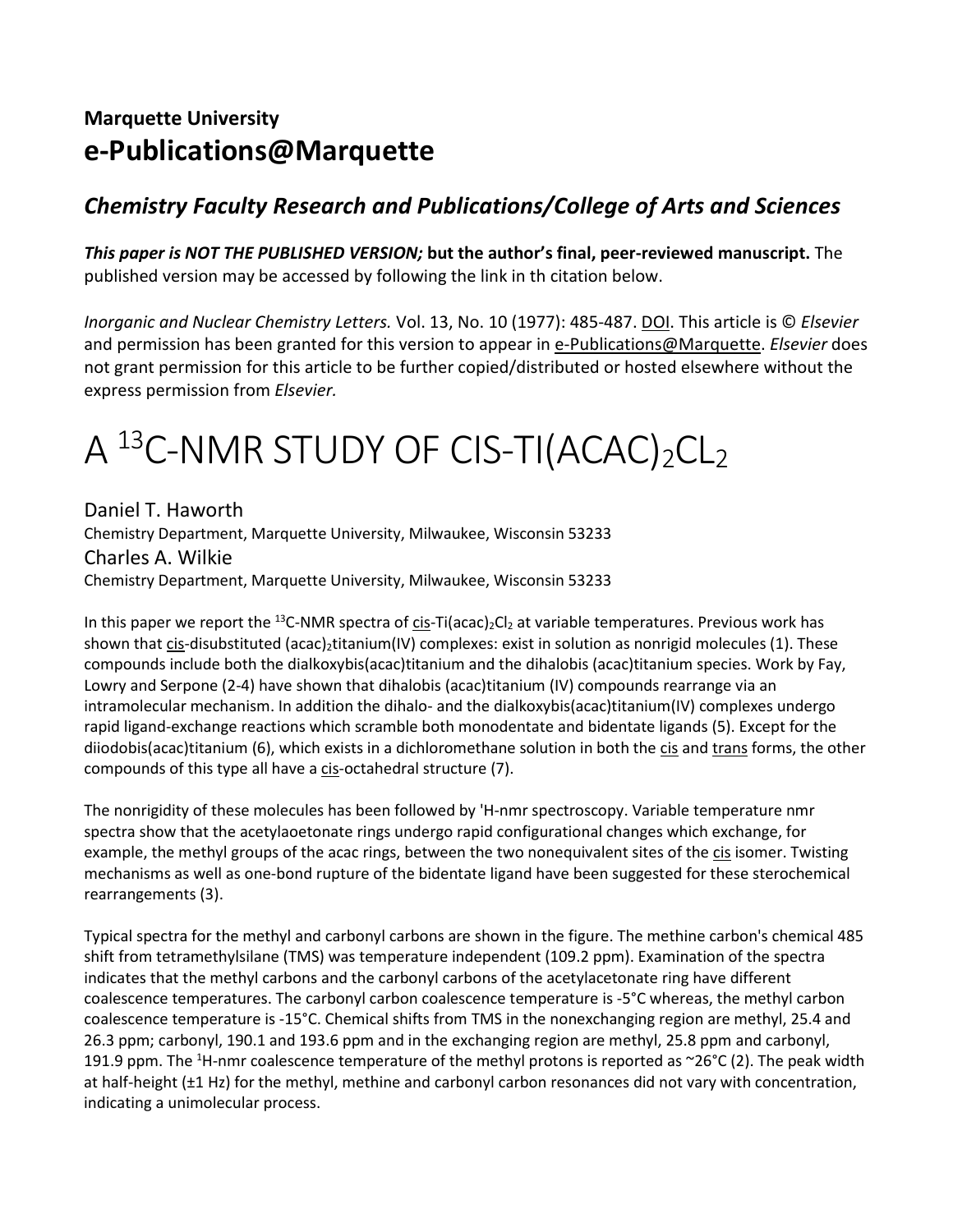**Marquette University**
# e-Publications@Marquette

## *Chemistry Faculty Research and Publications/College of Arts and Sciences*

***This paper is NOT THE PUBLISHED VERSION;* but the author's final, peer-reviewed manuscript.** The published version may be accessed by following the link in th citation below.

*Inorganic and Nuclear Chemistry Letters.* Vol. 13, No. 10 (1977): 485-487. DOI. This article is © *Elsevier* and permission has been granted for this version to appear in e-Publications@Marquette. *Elsevier* does not grant permission for this article to be further copied/distributed or hosted elsewhere without the express permission from *Elsevier.*

# A $^{13}$C-NMR STUDY OF CIS-TI(ACAC)$_2$CL$_2$

Daniel T. Haworth
Chemistry Department, Marquette University, Milwaukee, Wisconsin 53233

Charles A. Wilkie
Chemistry Department, Marquette University, Milwaukee, Wisconsin 53233

In this paper we report the $^{13}$C-NMR spectra of cis-Ti(acac)$_2$Cl$_2$ at variable temperatures. Previous work has shown that cis-disubstituted (acac)$_2$titanium(IV) complexes: exist in solution as nonrigid molecules (1). These compounds include both the dialkoxybis(acac)titanium and the dihalobis (acac)titanium species. Work by Fay, Lowry and Serpone (2-4) have shown that dihalobis (acac)titanium (IV) compounds rearrange via an intramolecular mechanism. In addition the dihalo- and the dialkoxybis(acac)titanium(IV) complexes undergo rapid ligand-exchange reactions which scramble both monodentate and bidentate ligands (5). Except for the diiodobis(acac)titanium (6), which exists in a dichloromethane solution in both the cis and trans forms, the other compounds of this type all have a cis-octahedral structure (7).

The nonrigidity of these molecules has been followed by 'H-nmr spectroscopy. Variable temperature nmr spectra show that the acetylaoetonate rings undergo rapid configurational changes which exchange, for example, the methyl groups of the acac rings, between the two nonequivalent sites of the cis isomer. Twisting mechanisms as well as one-bond rupture of the bidentate ligand have been suggested for these sterochemical rearrangements (3).

Typical spectra for the methyl and carbonyl carbons are shown in the figure. The methine carbon's chemical 485 shift from tetramethylsilane (TMS) was temperature independent (109.2 ppm). Examination of the spectra indicates that the methyl carbons and the carbonyl carbons of the acetylacetonate ring have different coalescence temperatures. The carbonyl carbon coalescence temperature is -5°C whereas, the methyl carbon coalescence temperature is -15°C. Chemical shifts from TMS in the nonexchanging region are methyl, 25.4 and 26.3 ppm; carbonyl, 190.1 and 193.6 ppm and in the exchanging region are methyl, 25.8 ppm and carbonyl, 191.9 ppm. The $^1$H-nmr coalescence temperature of the methyl protons is reported as ~26°C (2). The peak width at half-height (±1 Hz) for the methyl, methine and carbonyl carbon resonances did not vary with concentration, indicating a unimolecular process.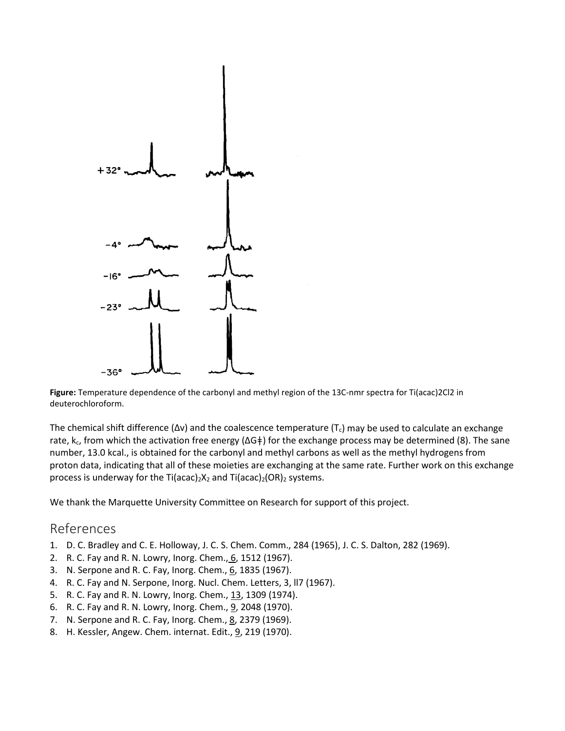+32°

-4°

-16°

-23°

-36°

**Figure:** Temperature dependence of the carbonyl and methyl region of the 13C-nmr spectra for Ti(acac)2Cl2 in deuterochloroform.

The chemical shift difference (Δv) and the coalescence temperature ($T_c$) may be used to calculate an exchange rate, $k_c$, from which the activation free energy (ΔG‡) for the exchange process may be determined (8). The sane number, 13.0 kcal., is obtained for the carbonyl and methyl carbons as well as the methyl hydrogens from proton data, indicating that all of these moieties are exchanging at the same rate. Further work on this exchange process is underway for the $Ti(acac)_2X_2$ and $Ti(acac)_2(OR)_2$ systems.

We thank the Marquette University Committee on Research for support of this project.

## References

1. D. C. Bradley and C. E. Holloway, J. C. S. Chem. Comm., 284 (1965), J. C. S. Dalton, 282 (1969).
2. R. C. Fay and R. N. Lowry, Inorg. Chem., 6, 1512 (1967).
3. N. Serpone and R. C. Fay, Inorg. Chem., 6, 1835 (1967).
4. R. C. Fay and N. Serpone, Inorg. Nucl. Chem. Letters, 3, ll7 (1967).
5. R. C. Fay and R. N. Lowry, Inorg. Chem., 13, 1309 (1974).
6. R. C. Fay and R. N. Lowry, Inorg. Chem., 9, 2048 (1970).
7. N. Serpone and R. C. Fay, Inorg. Chem., 8, 2379 (1969).
8. H. Kessler, Angew. Chem. internat. Edit., 9, 219 (1970).